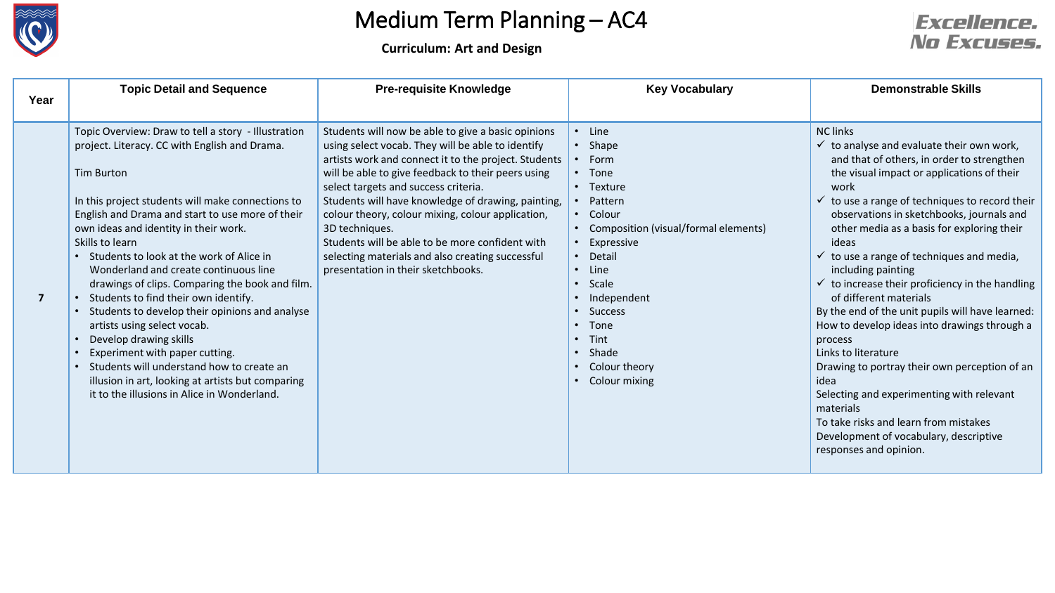# Medium Term Planning – AC4

**Curriculum: Art and Design**

Excellence. No Excuses.

| Year | Topic Detail and Sequence | Pre-requisite Knowledge | Key Vocabulary | Demonstrable Skills |
|---|---|---|---|---|
| 7 | Topic Overview: Draw to tell a story - Illustration project. Literacy. CC with English and Drama.<br><br>Tim Burton<br><br>In this project students will make connections to English and Drama and start to use more of their own ideas and identity in their work.<br>Skills to learn<br>• Students to look at the work of Alice in Wonderland and create continuous line drawings of clips. Comparing the book and film.<br>• Students to find their own identify.<br>• Students to develop their opinions and analyse artists using select vocab.<br>• Develop drawing skills<br>• Experiment with paper cutting.<br>• Students will understand how to create an illusion in art, looking at artists but comparing it to the illusions in Alice in Wonderland. | Students will now be able to give a basic opinions using select vocab. They will be able to identify artists work and connect it to the project. Students will be able to give feedback to their peers using select targets and success criteria.<br>Students will have knowledge of drawing, painting, colour theory, colour mixing, colour application, 3D techniques.<br>Students will be able to be more confident with selecting materials and also creating successful presentation in their sketchbooks. | • Line<br>• Shape<br>• Form<br>• Tone<br>• Texture<br>• Pattern<br>• Colour<br>• Composition (visual/formal elements)<br>• Expressive<br>• Detail<br>• Line<br>• Scale<br>• Independent<br>• Success<br>• Tone<br>• Tint<br>• Shade<br>• Colour theory<br>• Colour mixing | NC links<br>✓ to analyse and evaluate their own work, and that of others, in order to strengthen the visual impact or applications of their work<br>✓ to use a range of techniques to record their observations in sketchbooks, journals and other media as a basis for exploring their ideas<br>✓ to use a range of techniques and media, including painting<br>✓ to increase their proficiency in the handling of different materials<br>By the end of the unit pupils will have learned:<br>How to develop ideas into drawings through a process<br>Links to literature<br>Drawing to portray their own perception of an idea<br>Selecting and experimenting with relevant materials<br>To take risks and learn from mistakes<br>Development of vocabulary, descriptive responses and opinion. |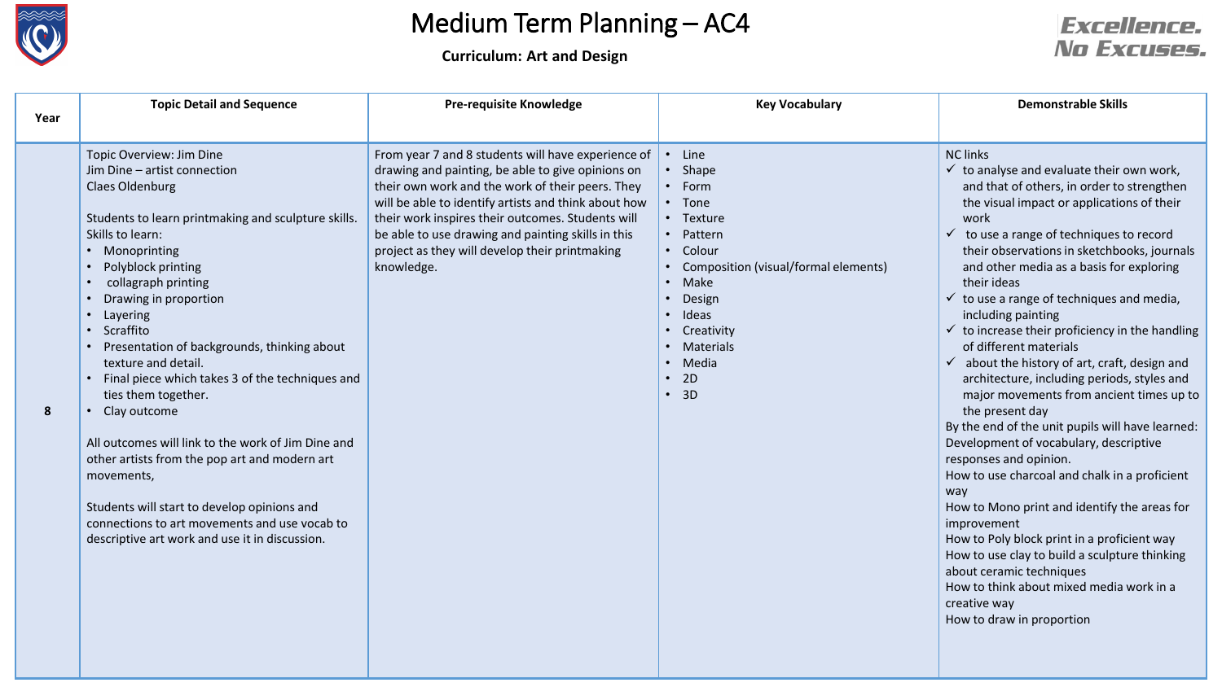# Medium Term Planning – AC4

**Curriculum: Art and Design**

Excellence. No Excuses.

| Year | Topic Detail and Sequence | Pre-requisite Knowledge | Key Vocabulary | Demonstrable Skills |
|---|---|---|---|---|
| 8 | Topic Overview: Jim Dine<br>Jim Dine – artist connection<br>Claes Oldenburg<br><br>Students to learn printmaking and sculpture skills. Skills to learn:<br>• Monoprinting<br>• Polyblock printing<br>• collagraph printing<br>• Drawing in proportion<br>• Layering<br>• Scraffito<br>• Presentation of backgrounds, thinking about texture and detail.<br>• Final piece which takes 3 of the techniques and ties them together.<br>• Clay outcome<br><br>All outcomes will link to the work of Jim Dine and other artists from the pop art and modern art movements,<br><br>Students will start to develop opinions and connections to art movements and use vocab to descriptive art work and use it in discussion. | From year 7 and 8 students will have experience of drawing and painting, be able to give opinions on their own work and the work of their peers. They will be able to identify artists and think about how their work inspires their outcomes. Students will be able to use drawing and painting skills in this project as they will develop their printmaking knowledge. | • Line<br>• Shape<br>• Form<br>• Tone<br>• Texture<br>• Pattern<br>• Colour<br>• Composition (visual/formal elements)<br>• Make<br>• Design<br>• Ideas<br>• Creativity<br>• Materials<br>• Media<br>• 2D<br>• 3D | NC links<br>✓ to analyse and evaluate their own work, and that of others, in order to strengthen the visual impact or applications of their work<br>✓ to use a range of techniques to record their observations in sketchbooks, journals and other media as a basis for exploring their ideas<br>✓ to use a range of techniques and media, including painting<br>✓ to increase their proficiency in the handling of different materials<br>✓ about the history of art, craft, design and architecture, including periods, styles and major movements from ancient times up to the present day<br>By the end of the unit pupils will have learned:<br>Development of vocabulary, descriptive responses and opinion.<br>How to use charcoal and chalk in a proficient way<br>How to Mono print and identify the areas for improvement<br>How to Poly block print in a proficient way<br>How to use clay to build a sculpture thinking about ceramic techniques<br>How to think about mixed media work in a creative way<br>How to draw in proportion |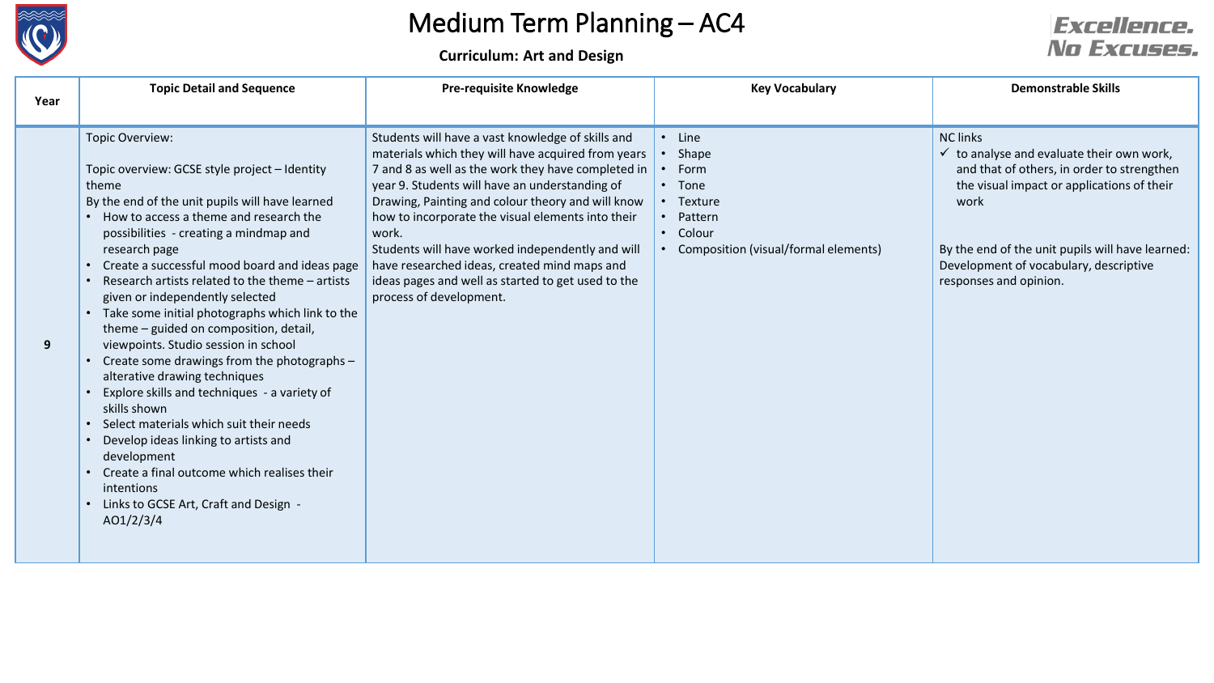# Medium Term Planning – AC4

**Curriculum: Art and Design**

Excellence. No Excuses.

| Year | Topic Detail and Sequence | Pre-requisite Knowledge | Key Vocabulary | Demonstrable Skills |
|---|---|---|---|---|
| 9 | Topic Overview:<br><br>Topic overview: GCSE style project – Identity theme<br>By the end of the unit pupils will have learned<br>• How to access a theme and research the possibilities - creating a mindmap and research page<br>• Create a successful mood board and ideas page<br>• Research artists related to the theme – artists given or independently selected<br>• Take some initial photographs which link to the theme – guided on composition, detail, viewpoints. Studio session in school<br>• Create some drawings from the photographs – alterative drawing techniques<br>• Explore skills and techniques - a variety of skills shown<br>• Select materials which suit their needs<br>• Develop ideas linking to artists and development<br>• Create a final outcome which realises their intentions<br>• Links to GCSE Art, Craft and Design - AO1/2/3/4 | Students will have a vast knowledge of skills and materials which they will have acquired from years 7 and 8 as well as the work they have completed in year 9. Students will have an understanding of Drawing, Painting and colour theory and will know how to incorporate the visual elements into their work.<br>Students will have worked independently and will have researched ideas, created mind maps and ideas pages and well as started to get used to the process of development. | • Line<br>• Shape<br>• Form<br>• Tone<br>• Texture<br>• Pattern<br>• Colour<br>• Composition (visual/formal elements) | NC links<br>✓ to analyse and evaluate their own work, and that of others, in order to strengthen the visual impact or applications of their work<br><br>By the end of the unit pupils will have learned: Development of vocabulary, descriptive responses and opinion. |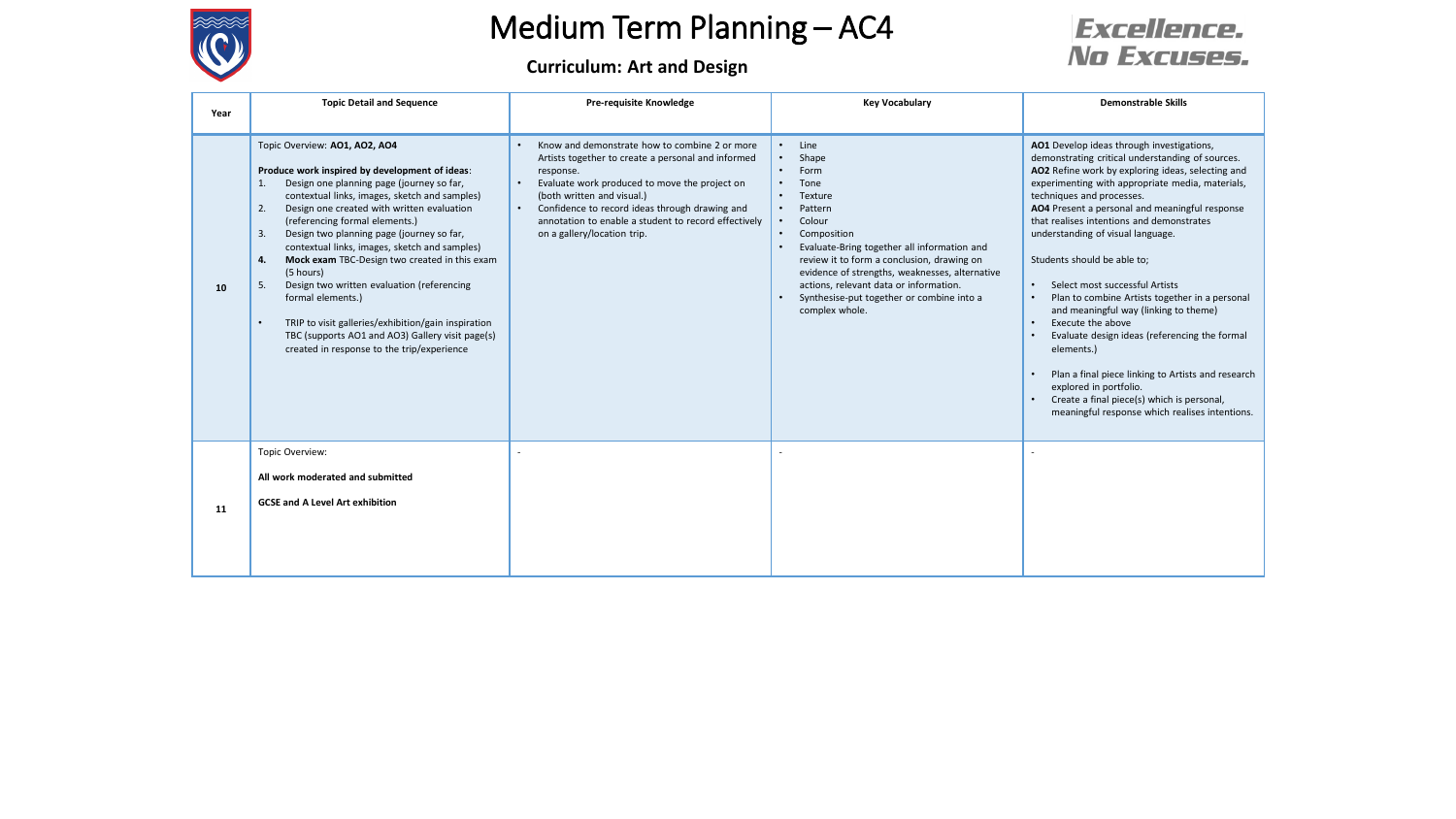# Medium Term Planning – AC4

## Curriculum: Art and Design

Excellence. No Excuses.

| Year | Topic Detail and Sequence | Pre-requisite Knowledge | Key Vocabulary | Demonstrable Skills |
|---|---|---|---|---|
| 10 | Topic Overview: **AO1, AO2, AO4**<br><br>**Produce work inspired by development of ideas**:<br>1. Design one planning page (journey so far, contextual links, images, sketch and samples)<br>2. Design one created with written evaluation (referencing formal elements.)<br>3. Design two planning page (journey so far, contextual links, images, sketch and samples)<br>**4. Mock exam** TBC-Design two created in this exam (5 hours)<br>5. Design two written evaluation (referencing formal elements.)<br><br>• TRIP to visit galleries/exhibition/gain inspiration TBC (supports AO1 and AO3) Gallery visit page(s) created in response to the trip/experience | • Know and demonstrate how to combine 2 or more Artists together to create a personal and informed response.<br>• Evaluate work produced to move the project on (both written and visual.)<br>• Confidence to record ideas through drawing and annotation to enable a student to record effectively on a gallery/location trip. | • Line<br>• Shape<br>• Form<br>• Tone<br>• Texture<br>• Pattern<br>• Colour<br>• Composition<br>• Evaluate-Bring together all information and review it to form a conclusion, drawing on evidence of strengths, weaknesses, alternative actions, relevant data or information.<br>• Synthesise-put together or combine into a complex whole. | **AO1** Develop ideas through investigations, demonstrating critical understanding of sources.<br>**AO2** Refine work by exploring ideas, selecting and experimenting with appropriate media, materials, techniques and processes.<br>**AO4** Present a personal and meaningful response that realises intentions and demonstrates understanding of visual language.<br><br>Students should be able to;<br><br>• Select most successful Artists<br>• Plan to combine Artists together in a personal and meaningful way (linking to theme)<br>• Execute the above<br>• Evaluate design ideas (referencing the formal elements.)<br><br>• Plan a final piece linking to Artists and research explored in portfolio.<br>• Create a final piece(s) which is personal, meaningful response which realises intentions. |
| 11 | Topic Overview:<br><br>**All work moderated and submitted**<br><br>**GCSE and A Level Art exhibition** | - | - | - |